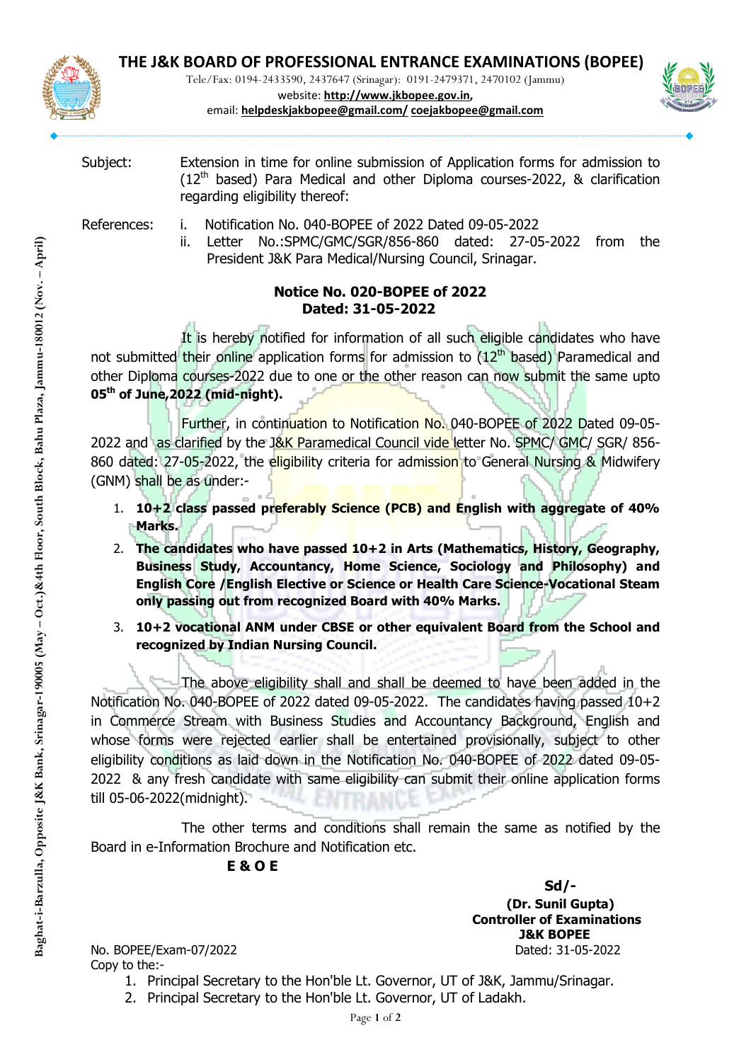# THE J&K BOARD OF PROFESSIONAL ENTRANCE EXAMINATIONS (BOPEE)

Tele/Fax: 0194-2433590, 2437647 (Srinagar): 0191-2479371, 2470102 (Jammu)
website: **http://www.jkbopee.gov.in**,
email: **helpdeskjakbopee@gmail.com/ coejakbopee@gmail.com**

Baghat-i-Barzulla, Opposite J&K Bank, Srinagar-190005 (May – Oct.)&4th Floor, South Block, Bahu Plaza, Jammu-180012 (Nov. – April)

Subject: Extension in time for online submission of Application forms for admission to (12th based) Para Medical and other Diploma courses-2022, & clarification regarding eligibility thereof:

References:
i. Notification No. 040-BOPEE of 2022 Dated 09-05-2022
ii. Letter No.:SPMC/GMC/SGR/856-860 dated: 27-05-2022 from the President J&K Para Medical/Nursing Council, Srinagar.

**Notice No. 020-BOPEE of 2022**
**Dated: 31-05-2022**

It is hereby notified for information of all such eligible candidates who have not submitted their online application forms for admission to (12th based) Paramedical and other Diploma courses-2022 due to one or the other reason can now submit the same upto **05th of June,2022 (mid-night).**

Further, in continuation to Notification No. 040-BOPEE of 2022 Dated 09-05-2022 and as clarified by the J&K Paramedical Council vide letter No. SPMC/ GMC/ SGR/ 856-860 dated: 27-05-2022, the eligibility criteria for admission to General Nursing & Midwifery (GNM) shall be as under:-

1. **10+2 class passed preferably Science (PCB) and English with aggregate of 40% Marks.**
2. **The candidates who have passed 10+2 in Arts (Mathematics, History, Geography, Business Study, Accountancy, Home Science, Sociology and Philosophy) and English Core /English Elective or Science or Health Care Science-Vocational Steam only passing out from recognized Board with 40% Marks.**
3. **10+2 vocational ANM under CBSE or other equivalent Board from the School and recognized by Indian Nursing Council.**

The above eligibility shall and shall be deemed to have been added in the Notification No. 040-BOPEE of 2022 dated 09-05-2022. The candidates having passed 10+2 in Commerce Stream with Business Studies and Accountancy Background, English and whose forms were rejected earlier shall be entertained provisionally, subject to other eligibility conditions as laid down in the Notification No. 040-BOPEE of 2022 dated 09-05-2022 & any fresh candidate with same eligibility can submit their online application forms till 05-06-2022(midnight).

The other terms and conditions shall remain the same as notified by the Board in e-Information Brochure and Notification etc.

**E & O E**

**Sd/-**
**(Dr. Sunil Gupta)**
**Controller of Examinations**
**J&K BOPEE**

No. BOPEE/Exam-07/2022
Dated: 31-05-2022

Copy to the:-

1. Principal Secretary to the Hon'ble Lt. Governor, UT of J&K, Jammu/Srinagar.
2. Principal Secretary to the Hon'ble Lt. Governor, UT of Ladakh.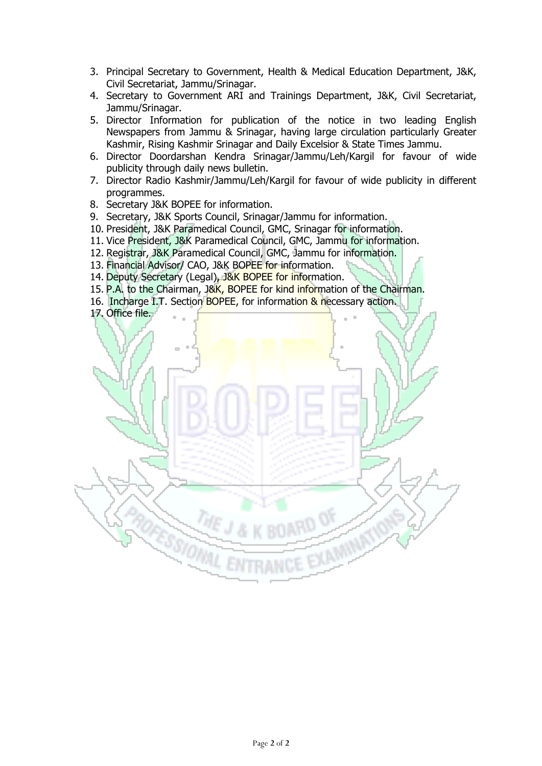3. Principal Secretary to Government, Health & Medical Education Department, J&K, Civil Secretariat, Jammu/Srinagar.
4. Secretary to Government ARI and Trainings Department, J&K, Civil Secretariat, Jammu/Srinagar.
5. Director Information for publication of the notice in two leading English Newspapers from Jammu & Srinagar, having large circulation particularly Greater Kashmir, Rising Kashmir Srinagar and Daily Excelsior & State Times Jammu.
6. Director Doordarshan Kendra Srinagar/Jammu/Leh/Kargil for favour of wide publicity through daily news bulletin.
7. Director Radio Kashmir/Jammu/Leh/Kargil for favour of wide publicity in different programmes.
8. Secretary J&K BOPEE for information.
9. Secretary, J&K Sports Council, Srinagar/Jammu for information.
10. President, J&K Paramedical Council, GMC, Srinagar for information.
11. Vice President, J&K Paramedical Council, GMC, Jammu for information.
12. Registrar, J&K Paramedical Council, GMC, Jammu for information.
13. Financial Advisor/ CAO, J&K BOPEE for information.
14. Deputy Secretary (Legal), J&K BOPEE for information.
15. P.A. to the Chairman, J&K, BOPEE for kind information of the Chairman.
16. Incharge I.T. Section BOPEE, for information & necessary action.
17. Office file.